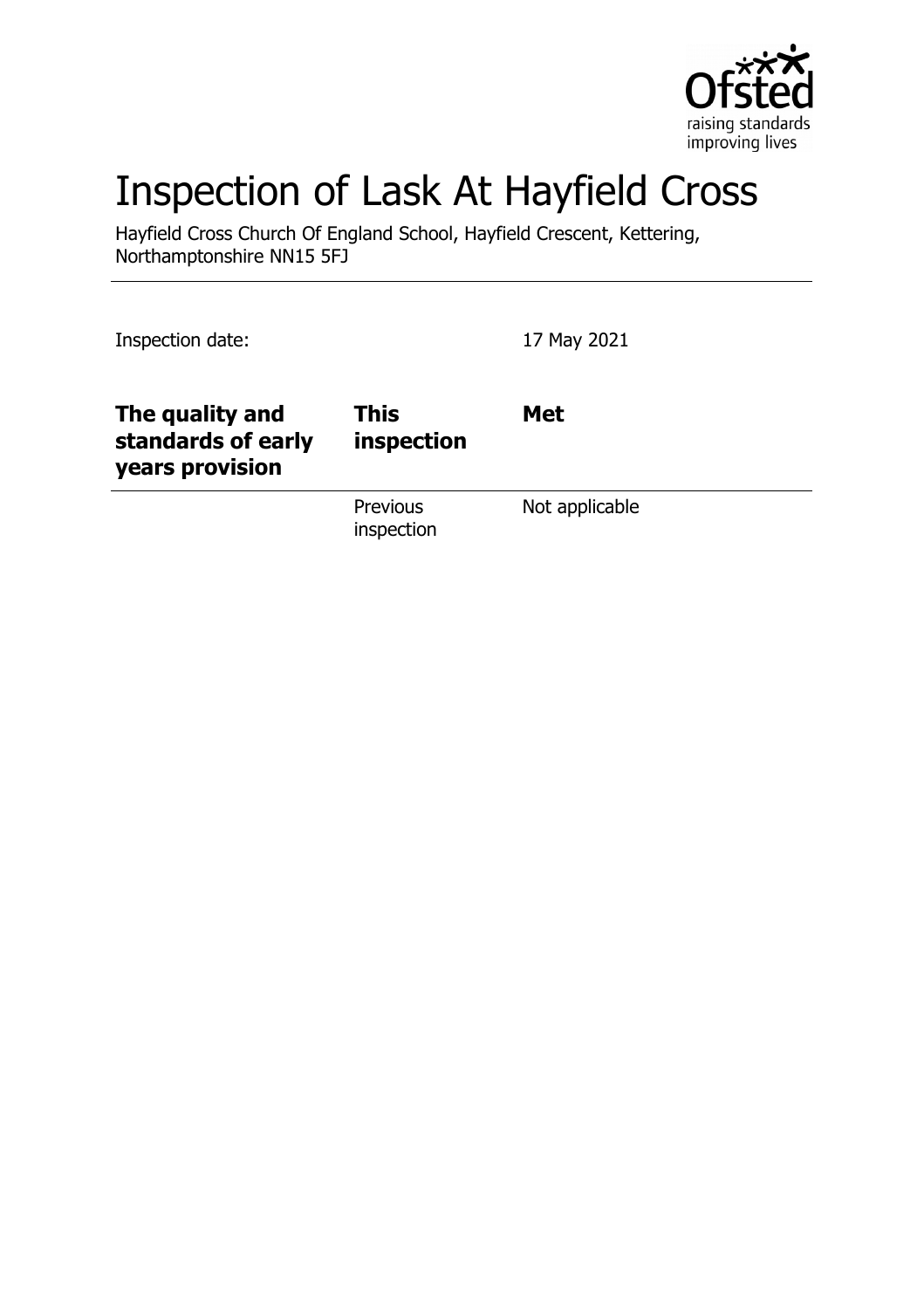# Inspection of Lask At Hayfield Cross

Hayfield Cross Church Of England School, Hayfield Crescent, Kettering, Northamptonshire NN15 5FJ

Inspection date: 17 May 2021

| The quality and standards of early years provision | This inspection | Met |
| --- | --- | --- |
| | Previous inspection | Not applicable |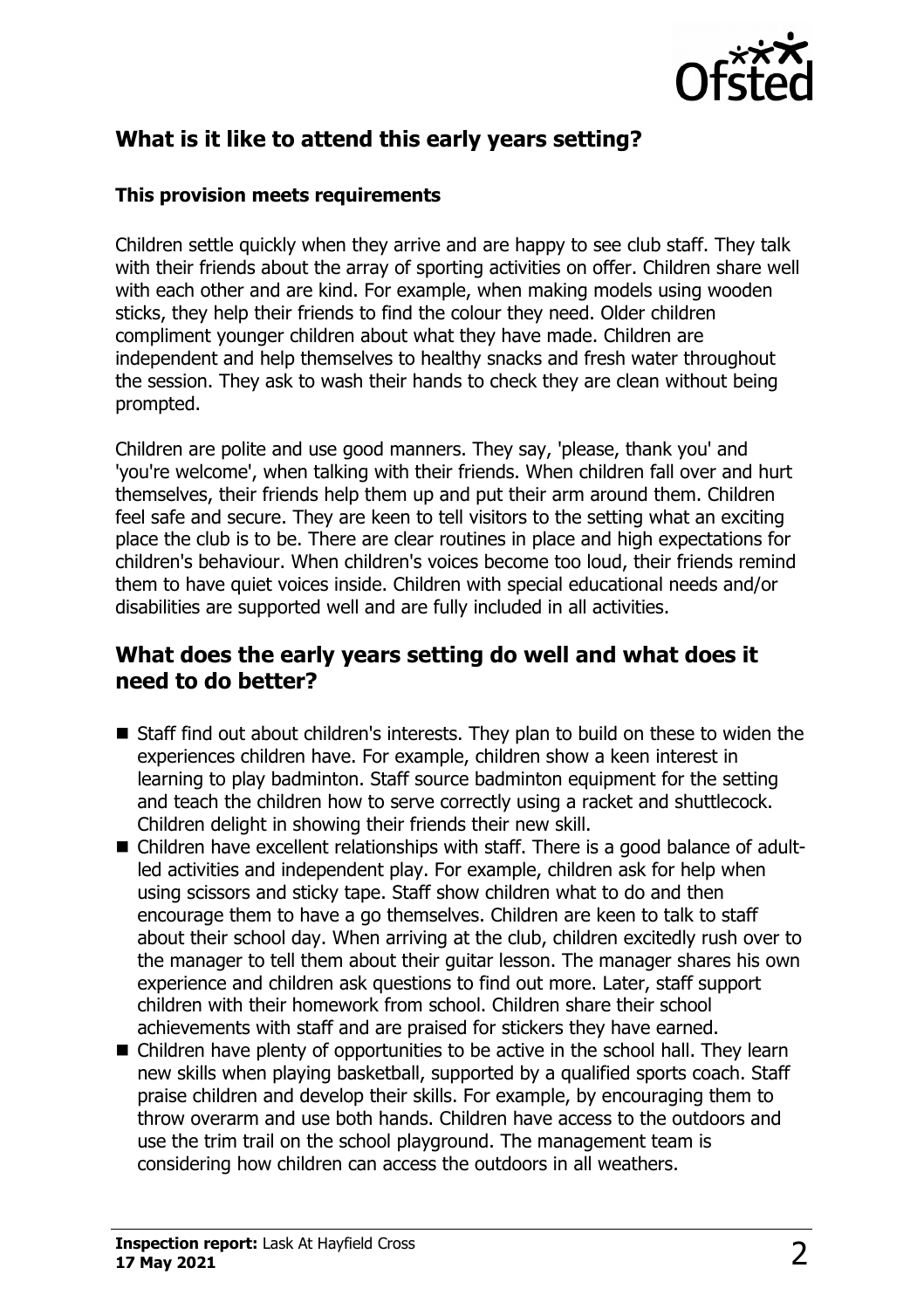## What is it like to attend this early years setting?

### This provision meets requirements

Children settle quickly when they arrive and are happy to see club staff. They talk with their friends about the array of sporting activities on offer. Children share well with each other and are kind. For example, when making models using wooden sticks, they help their friends to find the colour they need. Older children compliment younger children about what they have made. Children are independent and help themselves to healthy snacks and fresh water throughout the session. They ask to wash their hands to check they are clean without being prompted.

Children are polite and use good manners. They say, 'please, thank you' and 'you're welcome', when talking with their friends. When children fall over and hurt themselves, their friends help them up and put their arm around them. Children feel safe and secure. They are keen to tell visitors to the setting what an exciting place the club is to be. There are clear routines in place and high expectations for children's behaviour. When children's voices become too loud, their friends remind them to have quiet voices inside. Children with special educational needs and/or disabilities are supported well and are fully included in all activities.

## What does the early years setting do well and what does it need to do better?

- Staff find out about children's interests. They plan to build on these to widen the experiences children have. For example, children show a keen interest in learning to play badminton. Staff source badminton equipment for the setting and teach the children how to serve correctly using a racket and shuttlecock. Children delight in showing their friends their new skill.
- Children have excellent relationships with staff. There is a good balance of adult-led activities and independent play. For example, children ask for help when using scissors and sticky tape. Staff show children what to do and then encourage them to have a go themselves. Children are keen to talk to staff about their school day. When arriving at the club, children excitedly rush over to the manager to tell them about their guitar lesson. The manager shares his own experience and children ask questions to find out more. Later, staff support children with their homework from school. Children share their school achievements with staff and are praised for stickers they have earned.
- Children have plenty of opportunities to be active in the school hall. They learn new skills when playing basketball, supported by a qualified sports coach. Staff praise children and develop their skills. For example, by encouraging them to throw overarm and use both hands. Children have access to the outdoors and use the trim trail on the school playground. The management team is considering how children can access the outdoors in all weathers.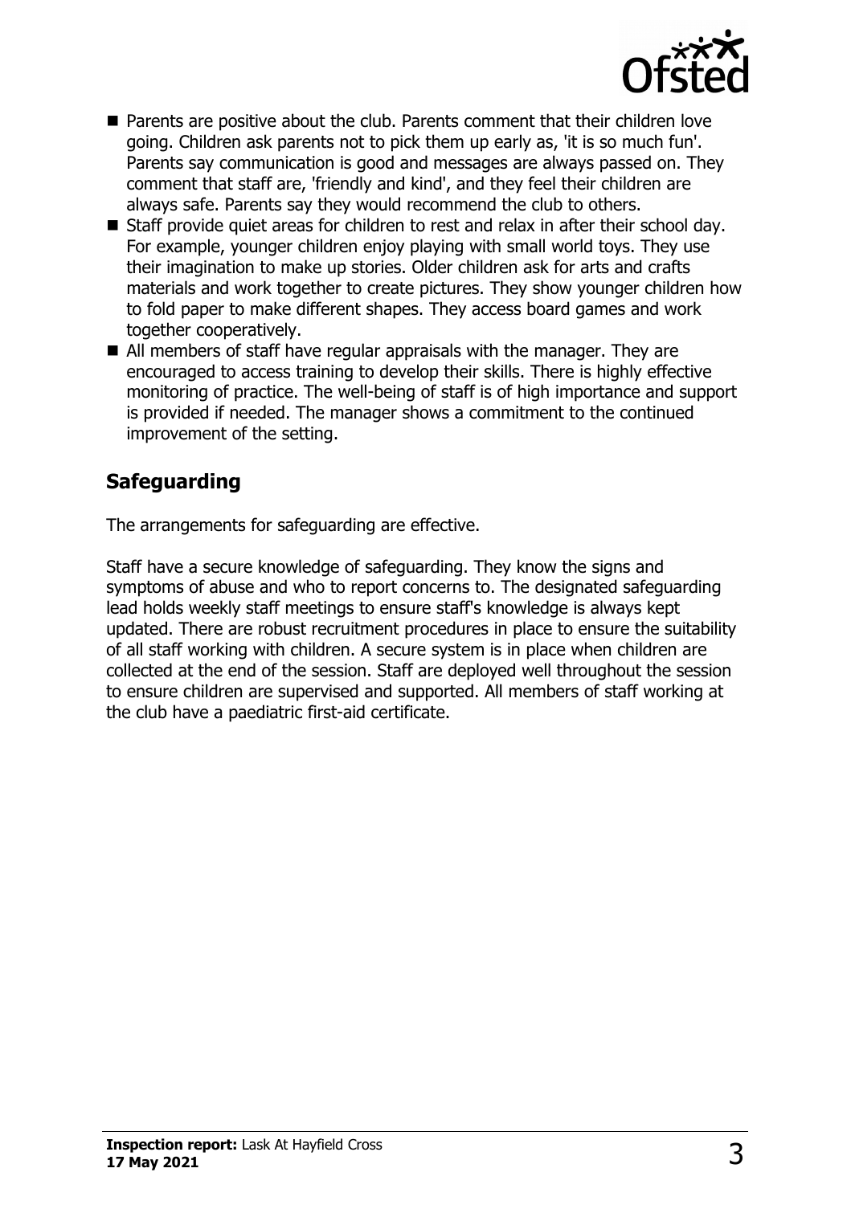- Parents are positive about the club. Parents comment that their children love going. Children ask parents not to pick them up early as, 'it is so much fun'. Parents say communication is good and messages are always passed on. They comment that staff are, 'friendly and kind', and they feel their children are always safe. Parents say they would recommend the club to others.
- Staff provide quiet areas for children to rest and relax in after their school day. For example, younger children enjoy playing with small world toys. They use their imagination to make up stories. Older children ask for arts and crafts materials and work together to create pictures. They show younger children how to fold paper to make different shapes. They access board games and work together cooperatively.
- All members of staff have regular appraisals with the manager. They are encouraged to access training to develop their skills. There is highly effective monitoring of practice. The well-being of staff is of high importance and support is provided if needed. The manager shows a commitment to the continued improvement of the setting.

## Safeguarding

The arrangements for safeguarding are effective.

Staff have a secure knowledge of safeguarding. They know the signs and symptoms of abuse and who to report concerns to. The designated safeguarding lead holds weekly staff meetings to ensure staff's knowledge is always kept updated. There are robust recruitment procedures in place to ensure the suitability of all staff working with children. A secure system is in place when children are collected at the end of the session. Staff are deployed well throughout the session to ensure children are supervised and supported. All members of staff working at the club have a paediatric first-aid certificate.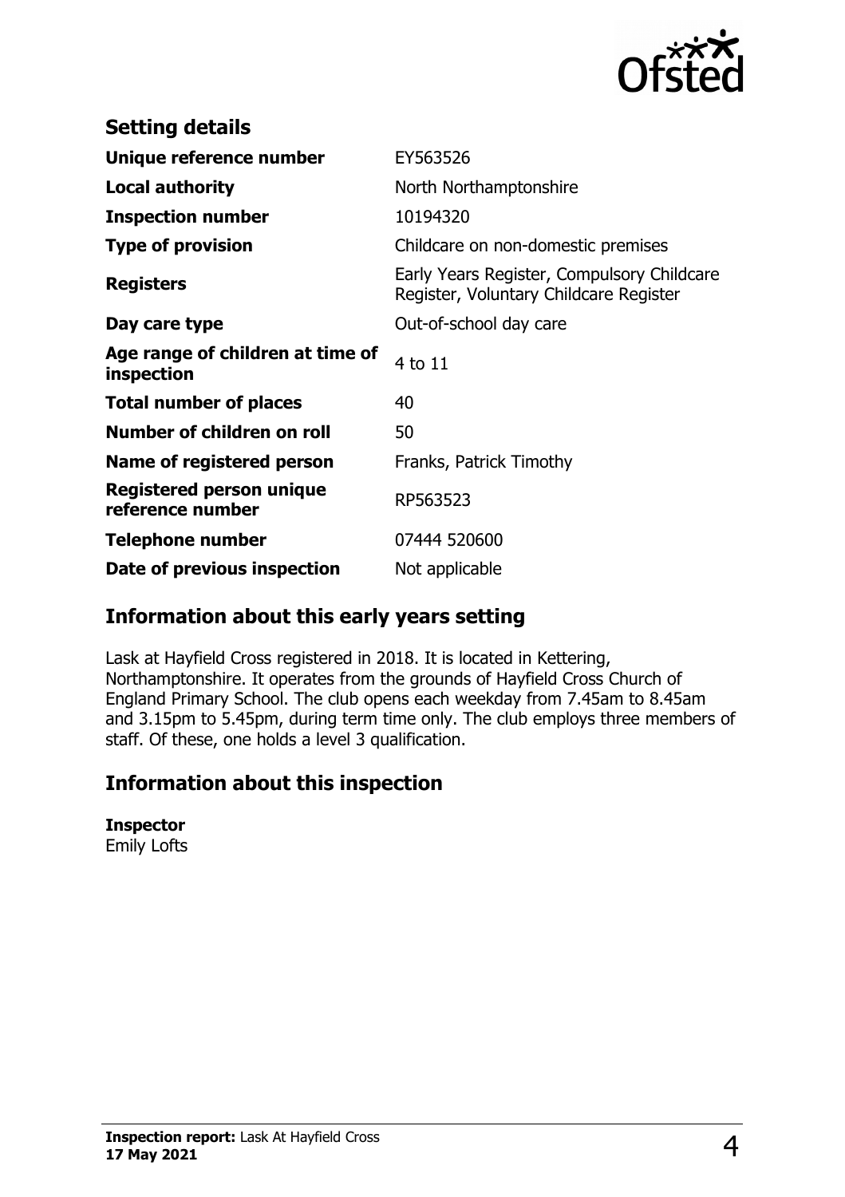## Setting details

| | |
|---|---|
| **Unique reference number** | EY563526 |
| **Local authority** | North Northamptonshire |
| **Inspection number** | 10194320 |
| **Type of provision** | Childcare on non-domestic premises |
| **Registers** | Early Years Register, Compulsory Childcare Register, Voluntary Childcare Register |
| **Day care type** | Out-of-school day care |
| **Age range of children at time of inspection** | 4 to 11 |
| **Total number of places** | 40 |
| **Number of children on roll** | 50 |
| **Name of registered person** | Franks, Patrick Timothy |
| **Registered person unique reference number** | RP563523 |
| **Telephone number** | 07444 520600 |
| **Date of previous inspection** | Not applicable |

## Information about this early years setting

Lask at Hayfield Cross registered in 2018. It is located in Kettering, Northamptonshire. It operates from the grounds of Hayfield Cross Church of England Primary School. The club opens each weekday from 7.45am to 8.45am and 3.15pm to 5.45pm, during term time only. The club employs three members of staff. Of these, one holds a level 3 qualification.

## Information about this inspection

**Inspector**
Emily Lofts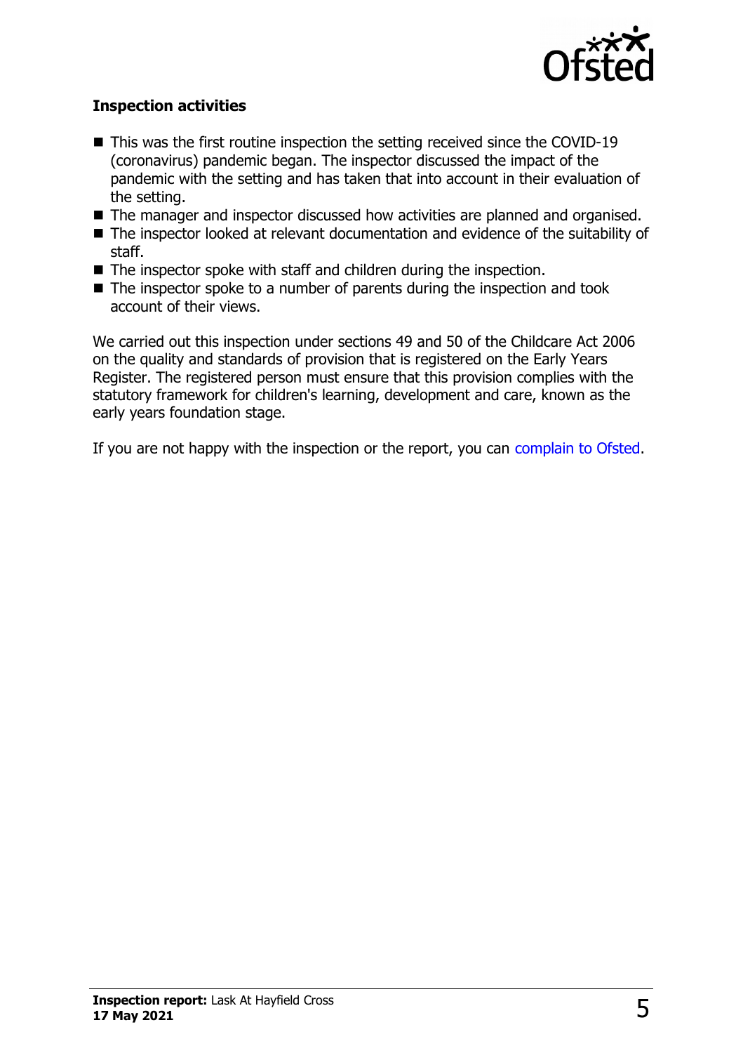### Inspection activities

- This was the first routine inspection the setting received since the COVID-19 (coronavirus) pandemic began. The inspector discussed the impact of the pandemic with the setting and has taken that into account in their evaluation of the setting.
- The manager and inspector discussed how activities are planned and organised.
- The inspector looked at relevant documentation and evidence of the suitability of staff.
- The inspector spoke with staff and children during the inspection.
- The inspector spoke to a number of parents during the inspection and took account of their views.

We carried out this inspection under sections 49 and 50 of the Childcare Act 2006 on the quality and standards of provision that is registered on the Early Years Register. The registered person must ensure that this provision complies with the statutory framework for children's learning, development and care, known as the early years foundation stage.

If you are not happy with the inspection or the report, you can complain to Ofsted.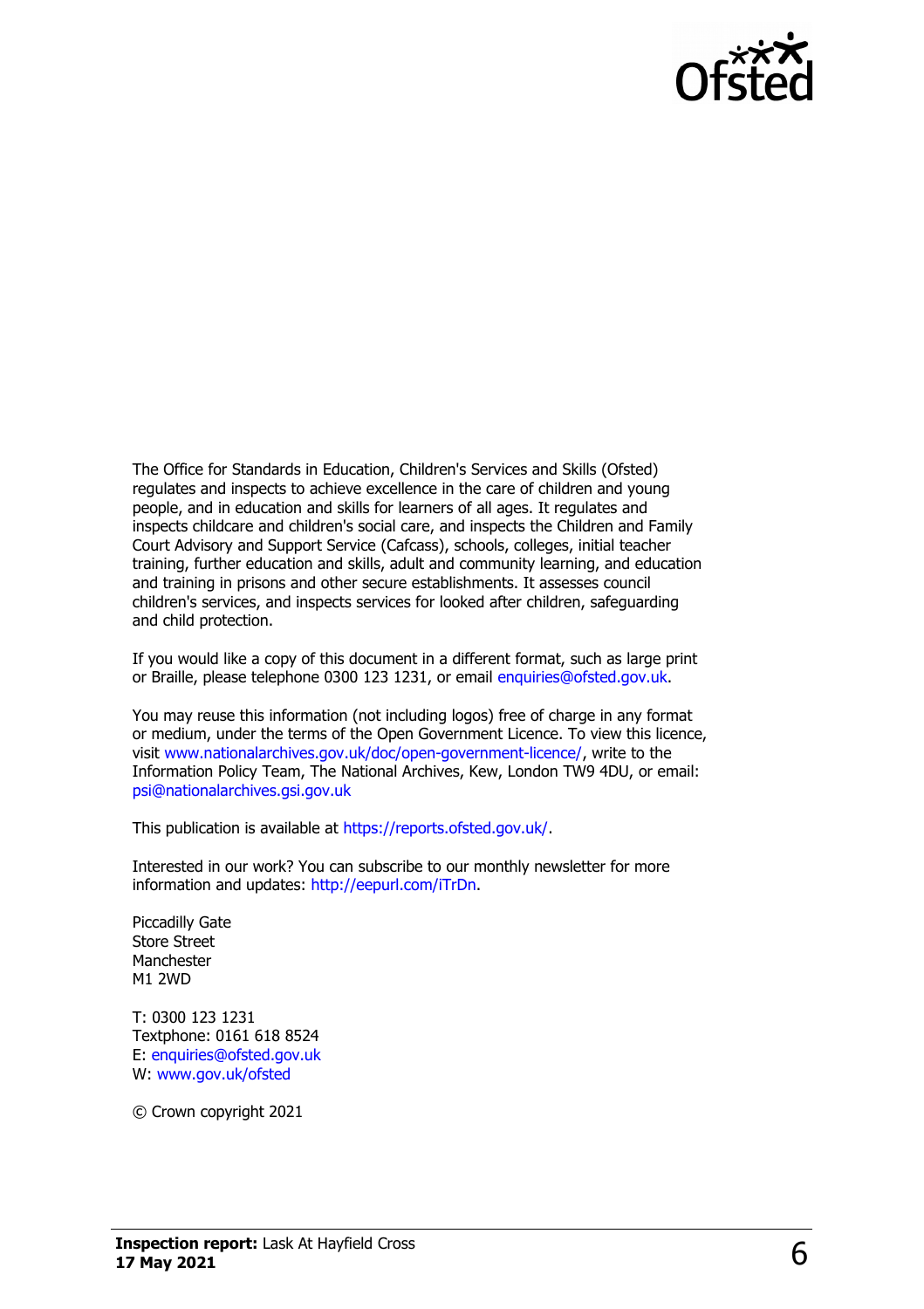The Office for Standards in Education, Children's Services and Skills (Ofsted) regulates and inspects to achieve excellence in the care of children and young people, and in education and skills for learners of all ages. It regulates and inspects childcare and children's social care, and inspects the Children and Family Court Advisory and Support Service (Cafcass), schools, colleges, initial teacher training, further education and skills, adult and community learning, and education and training in prisons and other secure establishments. It assesses council children's services, and inspects services for looked after children, safeguarding and child protection.

If you would like a copy of this document in a different format, such as large print or Braille, please telephone 0300 123 1231, or email enquiries@ofsted.gov.uk.

You may reuse this information (not including logos) free of charge in any format or medium, under the terms of the Open Government Licence. To view this licence, visit www.nationalarchives.gov.uk/doc/open-government-licence/, write to the Information Policy Team, The National Archives, Kew, London TW9 4DU, or email: psi@nationalarchives.gsi.gov.uk

This publication is available at https://reports.ofsted.gov.uk/.

Interested in our work? You can subscribe to our monthly newsletter for more information and updates: http://eepurl.com/iTrDn.

Piccadilly Gate
Store Street
Manchester
M1 2WD

T: 0300 123 1231
Textphone: 0161 618 8524
E: enquiries@ofsted.gov.uk
W: www.gov.uk/ofsted

© Crown copyright 2021